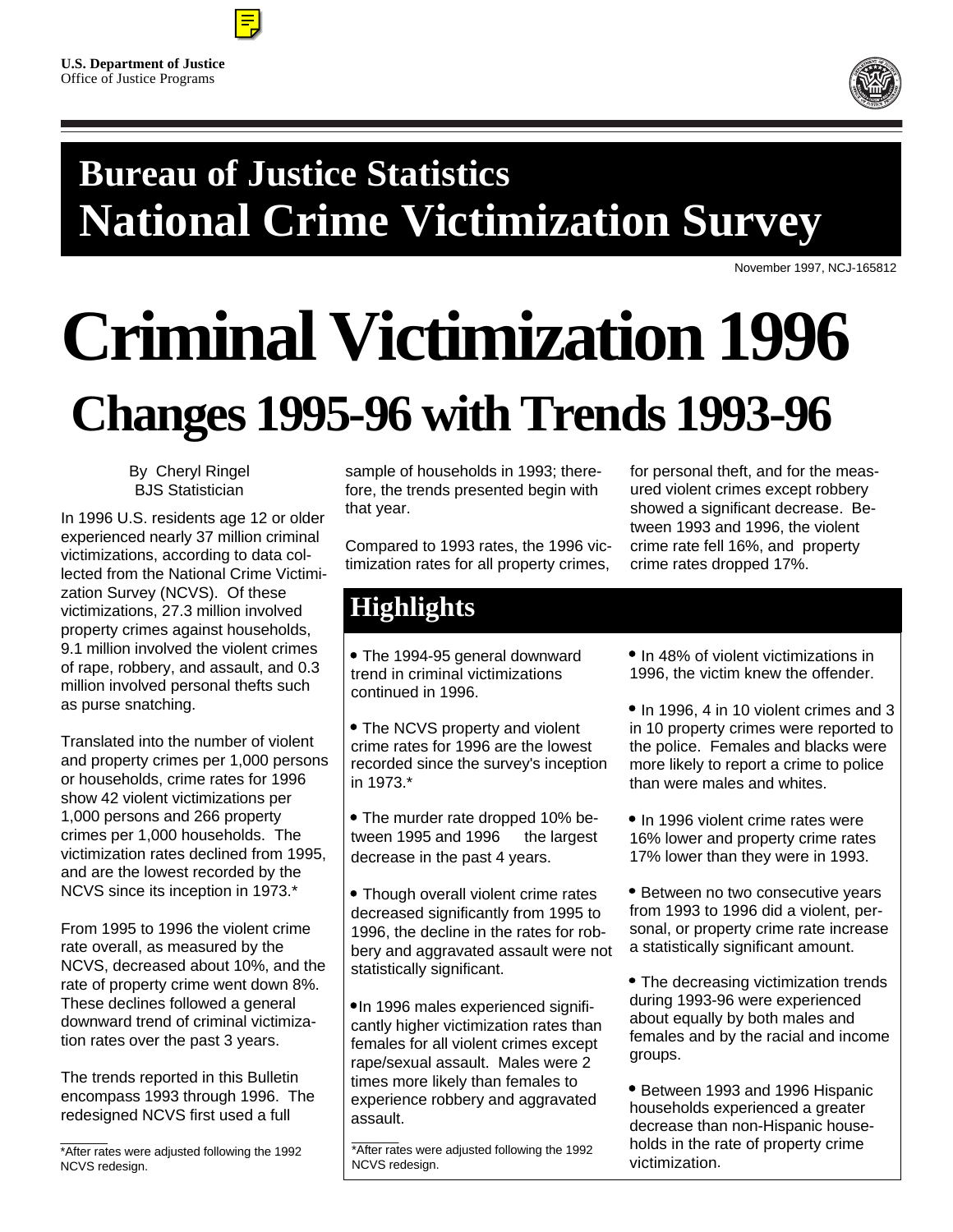U.S. Department of Justice
Office of Justice Programs

# Bureau of Justice Statistics
# National Crime Victimization Survey

November 1997, NCJ-165812

# Criminal Victimization 1996
## Changes 1995-96 with Trends 1993-96

By Cheryl Ringel
BJS Statistician

In 1996 U.S. residents age 12 or older experienced nearly 37 million criminal victimizations, according to data collected from the National Crime Victimization Survey (NCVS). Of these victimizations, 27.3 million involved property crimes against households, 9.1 million involved the violent crimes of rape, robbery, and assault, and 0.3 million involved personal thefts such as purse snatching.

Translated into the number of violent and property crimes per 1,000 persons or households, crime rates for 1996 show 42 violent victimizations per 1,000 persons and 266 property crimes per 1,000 households. The victimization rates declined from 1995, and are the lowest recorded by the NCVS since its inception in 1973.*

From 1995 to 1996 the violent crime rate overall, as measured by the NCVS, decreased about 10%, and the rate of property crime went down 8%. These declines followed a general downward trend of criminal victimization rates over the past 3 years.

The trends reported in this Bulletin encompass 1993 through 1996. The redesigned NCVS first used a full sample of households in 1993; therefore, the trends presented begin with that year.

Compared to 1993 rates, the 1996 victimization rates for all property crimes, for personal theft, and for the measured violent crimes except robbery showed a significant decrease. Between 1993 and 1996, the violent crime rate fell 16%, and property crime rates dropped 17%.

*After rates were adjusted following the 1992 NCVS redesign.

## Highlights

- The 1994-95 general downward trend in criminal victimizations continued in 1996.
- The NCVS property and violent crime rates for 1996 are the lowest recorded since the survey's inception in 1973.*
- The murder rate dropped 10% between 1995 and 1996 the largest decrease in the past 4 years.
- Though overall violent crime rates decreased significantly from 1995 to 1996, the decline in the rates for robbery and aggravated assault were not statistically significant.
- In 1996 males experienced significantly higher victimization rates than females for all violent crimes except rape/sexual assault. Males were 2 times more likely than females to experience robbery and aggravated assault.
- In 48% of violent victimizations in 1996, the victim knew the offender.
- In 1996, 4 in 10 violent crimes and 3 in 10 property crimes were reported to the police. Females and blacks were more likely to report a crime to police than were males and whites.
- In 1996 violent crime rates were 16% lower and property crime rates 17% lower than they were in 1993.
- Between no two consecutive years from 1993 to 1996 did a violent, personal, or property crime rate increase a statistically significant amount.
- The decreasing victimization trends during 1993-96 were experienced about equally by both males and females and by the racial and income groups.
- Between 1993 and 1996 Hispanic households experienced a greater decrease than non-Hispanic households in the rate of property crime victimization.

*After rates were adjusted following the 1992 NCVS redesign.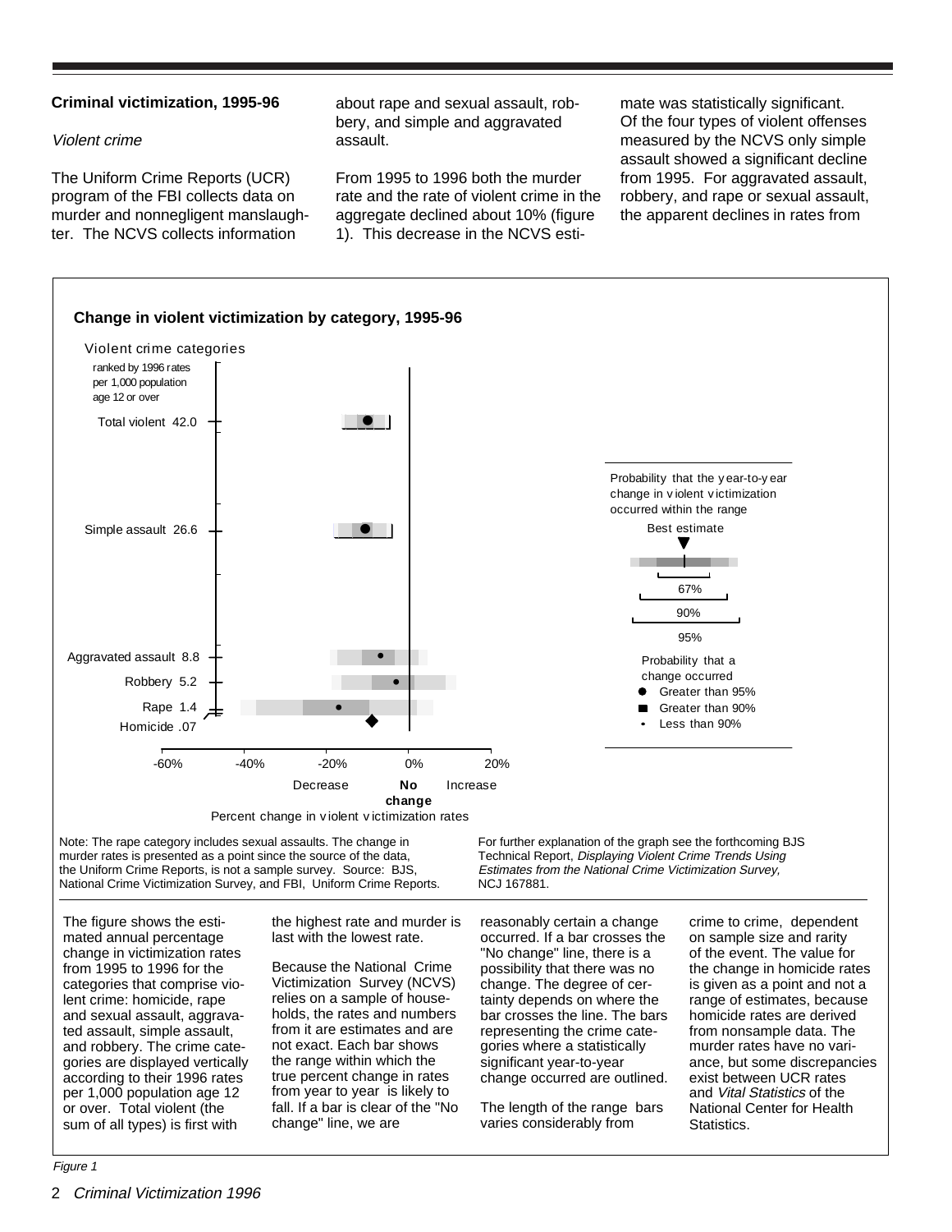## Criminal victimization, 1995-96

*Violent crime*

The Uniform Crime Reports (UCR) program of the FBI collects data on murder and nonnegligent manslaughter. The NCVS collects information about rape and sexual assault, robbery, and simple and aggravated assault.

From 1995 to 1996 both the murder rate and the rate of violent crime in the aggregate declined about 10% (figure 1). This decrease in the NCVS estimate was statistically significant. Of the four types of violent offenses measured by the NCVS only simple assault showed a significant decline from 1995. For aggravated assault, robbery, and rape or sexual assault, the apparent declines in rates from

**Change in violent victimization by category, 1995-96**

Violent crime categories ranked by 1996 rates per 1,000 population age 12 or over

- Total violent 42.0
- Simple assault 26.6
- Aggravated assault 8.8
- Robbery 5.2
- Rape 1.4
- Homicide .07

Probability that the year-to-year change in violent victimization occurred within the range: Best estimate; 67%; 90%; 95%

Probability that a change occurred: ● Greater than 95%; ■ Greater than 90%; • Less than 90%

-60% -40% -20% 0% 20%

Decrease — No change — Increase

Percent change in violent victimization rates

Note: The rape category includes sexual assaults. The change in murder rates is presented as a point since the source of the data, the Uniform Crime Reports, is not a sample survey. Source: BJS, National Crime Victimization Survey, and FBI, Uniform Crime Reports.

For further explanation of the graph see the forthcoming BJS Technical Report, *Displaying Violent Crime Trends Using Estimates from the National Crime Victimization Survey,* NCJ 167881.

The figure shows the estimated annual percentage change in victimization rates from 1995 to 1996 for the categories that comprise violent crime: homicide, rape and sexual assault, aggravated assault, simple assault, and robbery. The crime categories are displayed vertically according to their 1996 rates per 1,000 population age 12 or over. Total violent (the sum of all types) is first with the highest rate and murder is last with the lowest rate.

Because the National Crime Victimization Survey (NCVS) relies on a sample of households, the rates and numbers from it are estimates and are not exact. Each bar shows the range within which the true percent change in rates from year to year is likely to fall. If a bar is clear of the "No change" line, we are reasonably certain a change occurred. If a bar crosses the "No change" line, there is a possibility that there was no change. The degree of certainty depends on where the bar crosses the line. The bars representing the crime categories where a statistically significant year-to-year change occurred are outlined.

The length of the range bars varies considerably from crime to crime, dependent on sample size and rarity of the event. The value for the change in homicide rates is given as a point and not a range of estimates, because homicide rates are derived from nonsample data. The murder rates have no variance, but some discrepancies exist between UCR rates and *Vital Statistics* of the National Center for Health Statistics.

*Figure 1*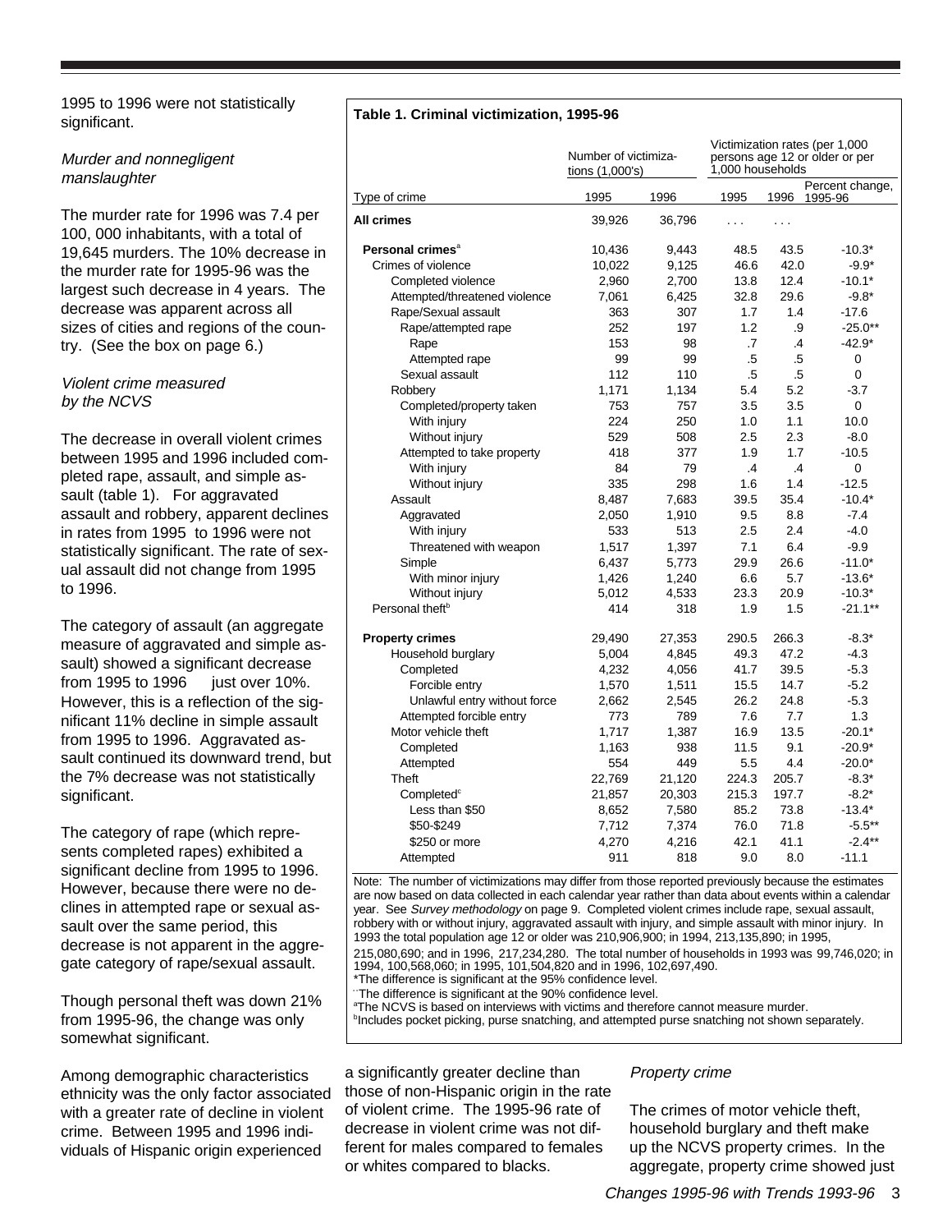1995 to 1996 were not statistically significant.

*Murder and nonnegligent manslaughter*

The murder rate for 1996 was 7.4 per 100, 000 inhabitants, with a total of 19,645 murders. The 10% decrease in the murder rate for 1995-96 was the largest such decrease in 4 years. The decrease was apparent across all sizes of cities and regions of the country. (See the box on page 6.)

*Violent crime measured by the NCVS*

The decrease in overall violent crimes between 1995 and 1996 included completed rape, assault, and simple assault (table 1). For aggravated assault and robbery, apparent declines in rates from 1995 to 1996 were not statistically significant. The rate of sexual assault did not change from 1995 to 1996.

The category of assault (an aggregate measure of aggravated and simple assault) showed a significant decrease from 1995 to 1996 just over 10%. However, this is a reflection of the significant 11% decline in simple assault from 1995 to 1996. Aggravated assault continued its downward trend, but the 7% decrease was not statistically significant.

The category of rape (which represents completed rapes) exhibited a significant decline from 1995 to 1996. However, because there were no declines in attempted rape or sexual assault over the same period, this decrease is not apparent in the aggregate category of rape/sexual assault.

Though personal theft was down 21% from 1995-96, the change was only somewhat significant.

Among demographic characteristics ethnicity was the only factor associated with a greater rate of decline in violent crime. Between 1995 and 1996 individuals of Hispanic origin experienced a significantly greater decline than those of non-Hispanic origin in the rate of violent crime. The 1995-96 rate of decrease in violent crime was not different for males compared to females or whites compared to blacks.

**Table 1. Criminal victimization, 1995-96**

| | Number of victimizations (1,000's) | | Victimization rates (per 1,000 persons age 12 or older or per 1,000 households | | |
|---|---|---|---|---|---|
| Type of crime | 1995 | 1996 | 1995 | 1996 | Percent change, 1995-96 |
| **All crimes** | 39,926 | 36,796 | . . . | . . . | |
| **Personal crimes**[a] | 10,436 | 9,443 | 48.5 | 43.5 | -10.3* |
| Crimes of violence | 10,022 | 9,125 | 46.6 | 42.0 | -9.9* |
| Completed violence | 2,960 | 2,700 | 13.8 | 12.4 | -10.1* |
| Attempted/threatened violence | 7,061 | 6,425 | 32.8 | 29.6 | -9.8* |
| Rape/Sexual assault | 363 | 307 | 1.7 | 1.4 | -17.6 |
| Rape/attempted rape | 252 | 197 | 1.2 | .9 | -25.0** |
| Rape | 153 | 98 | .7 | .4 | -42.9* |
| Attempted rape | 99 | 99 | .5 | .5 | 0 |
| Sexual assault | 112 | 110 | .5 | .5 | 0 |
| Robbery | 1,171 | 1,134 | 5.4 | 5.2 | -3.7 |
| Completed/property taken | 753 | 757 | 3.5 | 3.5 | 0 |
| With injury | 224 | 250 | 1.0 | 1.1 | 10.0 |
| Without injury | 529 | 508 | 2.5 | 2.3 | -8.0 |
| Attempted to take property | 418 | 377 | 1.9 | 1.7 | -10.5 |
| With injury | 84 | 79 | .4 | .4 | 0 |
| Without injury | 335 | 298 | 1.6 | 1.4 | -12.5 |
| Assault | 8,487 | 7,683 | 39.5 | 35.4 | -10.4* |
| Aggravated | 2,050 | 1,910 | 9.5 | 8.8 | -7.4 |
| With injury | 533 | 513 | 2.5 | 2.4 | -4.0 |
| Threatened with weapon | 1,517 | 1,397 | 7.1 | 6.4 | -9.9 |
| Simple | 6,437 | 5,773 | 29.9 | 26.6 | -11.0* |
| With minor injury | 1,426 | 1,240 | 6.6 | 5.7 | -13.6* |
| Without injury | 5,012 | 4,533 | 23.3 | 20.9 | -10.3* |
| Personal theft[b] | 414 | 318 | 1.9 | 1.5 | -21.1** |
| **Property crimes** | 29,490 | 27,353 | 290.5 | 266.3 | -8.3* |
| Household burglary | 5,004 | 4,845 | 49.3 | 47.2 | -4.3 |
| Completed | 4,232 | 4,056 | 41.7 | 39.5 | -5.3 |
| Forcible entry | 1,570 | 1,511 | 15.5 | 14.7 | -5.2 |
| Unlawful entry without force | 2,662 | 2,545 | 26.2 | 24.8 | -5.3 |
| Attempted forcible entry | 773 | 789 | 7.6 | 7.7 | 1.3 |
| Motor vehicle theft | 1,717 | 1,387 | 16.9 | 13.5 | -20.1* |
| Completed | 1,163 | 938 | 11.5 | 9.1 | -20.9* |
| Attempted | 554 | 449 | 5.5 | 4.4 | -20.0* |
| Theft | 22,769 | 21,120 | 224.3 | 205.7 | -8.3* |
| Completed[c] | 21,857 | 20,303 | 215.3 | 197.7 | -8.2* |
| Less than $50 | 8,652 | 7,580 | 85.2 | 73.8 | -13.4* |
| $50-$249 | 7,712 | 7,374 | 76.0 | 71.8 | -5.5** |
| $250 or more | 4,270 | 4,216 | 42.1 | 41.1 | -2.4** |
| Attempted | 911 | 818 | 9.0 | 8.0 | -11.1 |

Note: The number of victimizations may differ from those reported previously because the estimates are now based on data collected in each calendar year rather than data about events within a calendar year. See *Survey methodology* on page 9. Completed violent crimes include rape, sexual assault, robbery with or without injury, aggravated assault with injury, and simple assault with minor injury. In 1993 the total population age 12 or older was 210,906,900; in 1994, 213,135,890; in 1995, 215,080,690; and in 1996, 217,234,280. The total number of households in 1993 was 99,746,020; in 1994, 100,568,060; in 1995, 101,504,820 and in 1996, 102,697,490.
*The difference is significant at the 95% confidence level.
**The difference is significant at the 90% confidence level.
[a]The NCVS is based on interviews with victims and therefore cannot measure murder.
[b]Includes pocket picking, purse snatching, and attempted purse snatching not shown separately.

*Property crime*

The crimes of motor vehicle theft, household burglary and theft make up the NCVS property crimes. In the aggregate, property crime showed just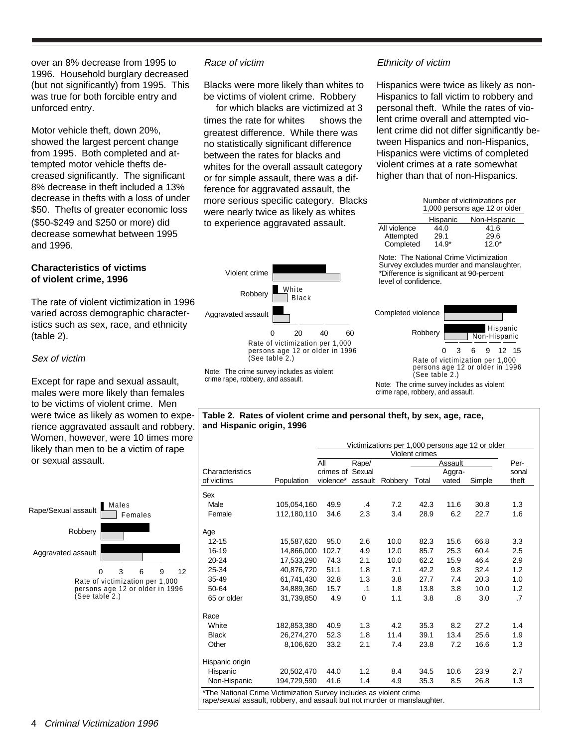over an 8% decrease from 1995 to 1996. Household burglary decreased (but not significantly) from 1995. This was true for both forcible entry and unforced entry.

Motor vehicle theft, down 20%, showed the largest percent change from 1995. Both completed and attempted motor vehicle thefts decreased significantly. The significant 8% decrease in theft included a 13% decrease in thefts with a loss of under $50. Thefts of greater economic loss ($50-$249 and $250 or more) did decrease somewhat between 1995 and 1996.

**Characteristics of victims of violent crime, 1996**

The rate of violent victimization in 1996 varied across demographic characteristics such as sex, race, and ethnicity (table 2).

*Sex of victim*

Except for rape and sexual assault, males were more likely than females to be victims of violent crime. Men were twice as likely as women to experience aggravated assault and robbery. Women, however, were 10 times more likely than men to be a victim of rape or sexual assault.

Rate of victimization per 1,000 persons age 12 or older in 1996 (See table 2.)

*Race of victim*

Blacks were more likely than whites to be victims of violent crime. Robbery — for which blacks are victimized at 3 times the rate for whites — shows the greatest difference. While there was no statistically significant difference between the rates for blacks and whites for the overall assault category or for simple assault, there was a difference for aggravated assault, the more serious specific category. Blacks were nearly twice as likely as whites to experience aggravated assault.

Rate of victimization per 1,000 persons age 12 or older in 1996 (See table 2.)

Note: The crime survey includes as violent crime rape, robbery, and assault.

*Ethnicity of victim*

Hispanics were twice as likely as non-Hispanics to fall victim to robbery and personal theft. While the rates of violent crime overall and attempted violent crime did not differ significantly between Hispanics and non-Hispanics, Hispanics were victims of completed violent crimes at a rate somewhat higher than that of non-Hispanics.

| | Number of victimizations per 1,000 persons age 12 or older | |
|---|---|---|
| | Hispanic | Non-Hispanic |
| All violence | 44.0 | 41.6 |
| Attempted | 29.1 | 29.6 |
| Completed | 14.9* | 12.0* |

Note: The National Crime Victimization Survey excludes murder and manslaughter.
*Difference is significant at 90-percent level of confidence.

Rate of victimization per 1,000 persons age 12 or older in 1996 (See table 2.)

Note: The crime survey includes as violent crime rape, robbery, and assault.

**Table 2. Rates of violent crime and personal theft, by sex, age, race, and Hispanic origin, 1996**

| | | Victimizations per 1,000 persons age 12 or older | | | | | | |
|---|---|---|---|---|---|---|---|---|
| | | Violent crimes | | | | | | |
| | | | | | Assault | | | |
| Characteristics of victims | Population | All crimes of violence* | Rape/ Sexual assault | Robbery | Total | Aggravated | Simple | Personal theft |
| **Sex** | | | | | | | | |
| Male | 105,054,160 | 49.9 | .4 | 7.2 | 42.3 | 11.6 | 30.8 | 1.3 |
| Female | 112,180,110 | 34.6 | 2.3 | 3.4 | 28.9 | 6.2 | 22.7 | 1.6 |
| **Age** | | | | | | | | |
| 12-15 | 15,587,620 | 95.0 | 2.6 | 10.0 | 82.3 | 15.6 | 66.8 | 3.3 |
| 16-19 | 14,866,000 | 102.7 | 4.9 | 12.0 | 85.7 | 25.3 | 60.4 | 2.5 |
| 20-24 | 17,533,290 | 74.3 | 2.1 | 10.0 | 62.2 | 15.9 | 46.4 | 2.9 |
| 25-34 | 40,876,720 | 51.1 | 1.8 | 7.1 | 42.2 | 9.8 | 32.4 | 1.2 |
| 35-49 | 61,741,430 | 32.8 | 1.3 | 3.8 | 27.7 | 7.4 | 20.3 | 1.0 |
| 50-64 | 34,889,360 | 15.7 | .1 | 1.8 | 13.8 | 3.8 | 10.0 | 1.2 |
| 65 or older | 31,739,850 | 4.9 | 0 | 1.1 | 3.8 | .8 | 3.0 | .7 |
| **Race** | | | | | | | | |
| White | 182,853,380 | 40.9 | 1.3 | 4.2 | 35.3 | 8.2 | 27.2 | 1.4 |
| Black | 26,274,270 | 52.3 | 1.8 | 11.4 | 39.1 | 13.4 | 25.6 | 1.9 |
| Other | 8,106,620 | 33.2 | 2.1 | 7.4 | 23.8 | 7.2 | 16.6 | 1.3 |
| **Hispanic origin** | | | | | | | | |
| Hispanic | 20,502,470 | 44.0 | 1.2 | 8.4 | 34.5 | 10.6 | 23.9 | 2.7 |
| Non-Hispanic | 194,729,590 | 41.6 | 1.4 | 4.9 | 35.3 | 8.5 | 26.8 | 1.3 |

*The National Crime Victimization Survey includes as violent crime rape/sexual assault, robbery, and assault but not murder or manslaughter.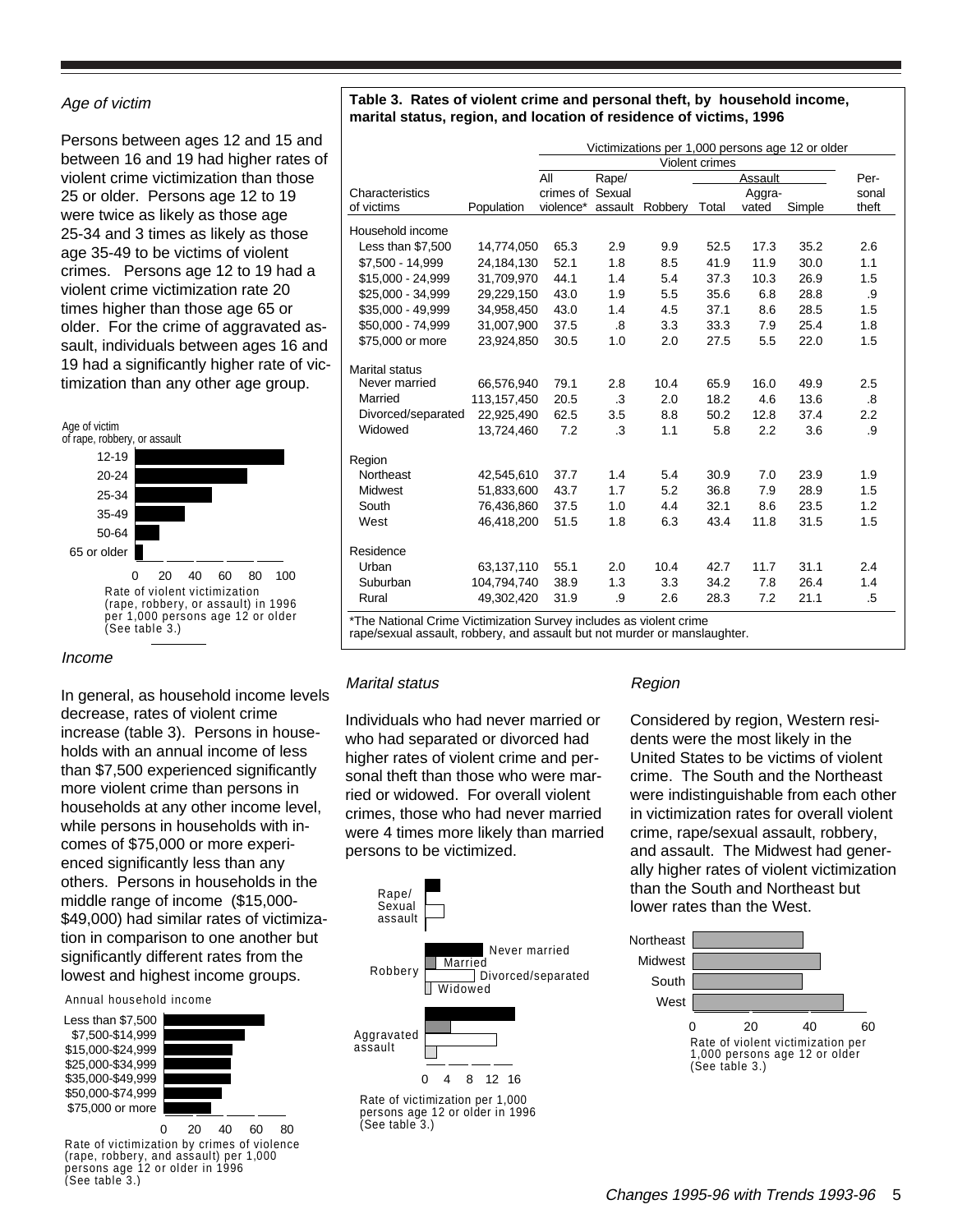*Age of victim*

Persons between ages 12 and 15 and between 16 and 19 had higher rates of violent crime victimization than those 25 or older. Persons age 12 to 19 were twice as likely as those age 25-34 and 3 times as likely as those age 35-49 to be victims of violent crimes. Persons age 12 to 19 had a violent crime victimization rate 20 times higher than those age 65 or older. For the crime of aggravated assault, individuals between ages 16 and 19 had a significantly higher rate of victimization than any other age group.

Age of victim of rape, robbery, or assault

Rate of violent victimization (rape, robbery, or assault) in 1996 per 1,000 persons age 12 or older (See table 3.)

*Income*

In general, as household income levels decrease, rates of violent crime increase (table 3). Persons in households with an annual income of less than $7,500 experienced significantly more violent crime than persons in households at any other income level, while persons in households with incomes of $75,000 or more experienced significantly less than any others. Persons in households in the middle range of income ($15,000-$49,000) had similar rates of victimization in comparison to one another but significantly different rates from the lowest and highest income groups.

Annual household income

Rate of victimization by crimes of violence (rape, robbery, and assault) per 1,000 persons age 12 or older in 1996 (See table 3.)

**Table 3. Rates of violent crime and personal theft, by household income, marital status, region, and location of residence of victims, 1996**

| | | Victimizations per 1,000 persons age 12 or older | | | | | | |
|---|---|---|---|---|---|---|---|---|
| | | Violent crimes | | | | | | |
| | | | | | Assault | | | |
| Characteristics of victims | Population | All crimes of violence* | Rape/ Sexual assault | Robbery | Total | Aggravated | Simple | Personal theft |
| **Household income** | | | | | | | | |
| Less than $7,500 | 14,774,050 | 65.3 | 2.9 | 9.9 | 52.5 | 17.3 | 35.2 | 2.6 |
| $7,500 - 14,999 | 24,184,130 | 52.1 | 1.8 | 8.5 | 41.9 | 11.9 | 30.0 | 1.1 |
| $15,000 - 24,999 | 31,709,970 | 44.1 | 1.4 | 5.4 | 37.3 | 10.3 | 26.9 | 1.5 |
| $25,000 - 34,999 | 29,229,150 | 43.0 | 1.9 | 5.5 | 35.6 | 6.8 | 28.8 | .9 |
| $35,000 - 49,999 | 34,958,450 | 43.0 | 1.4 | 4.5 | 37.1 | 8.6 | 28.5 | 1.5 |
| $50,000 - 74,999 | 31,007,900 | 37.5 | .8 | 3.3 | 33.3 | 7.9 | 25.4 | 1.8 |
| $75,000 or more | 23,924,850 | 30.5 | 1.0 | 2.0 | 27.5 | 5.5 | 22.0 | 1.5 |
| **Marital status** | | | | | | | | |
| Never married | 66,576,940 | 79.1 | 2.8 | 10.4 | 65.9 | 16.0 | 49.9 | 2.5 |
| Married | 113,157,450 | 20.5 | .3 | 2.0 | 18.2 | 4.6 | 13.6 | .8 |
| Divorced/separated | 22,925,490 | 62.5 | 3.5 | 8.8 | 50.2 | 12.8 | 37.4 | 2.2 |
| Widowed | 13,724,460 | 7.2 | .3 | 1.1 | 5.8 | 2.2 | 3.6 | .9 |
| **Region** | | | | | | | | |
| Northeast | 42,545,610 | 37.7 | 1.4 | 5.4 | 30.9 | 7.0 | 23.9 | 1.9 |
| Midwest | 51,833,600 | 43.7 | 1.7 | 5.2 | 36.8 | 7.9 | 28.9 | 1.5 |
| South | 76,436,860 | 37.5 | 1.0 | 4.4 | 32.1 | 8.6 | 23.5 | 1.2 |
| West | 46,418,200 | 51.5 | 1.8 | 6.3 | 43.4 | 11.8 | 31.5 | 1.5 |
| **Residence** | | | | | | | | |
| Urban | 63,137,110 | 55.1 | 2.0 | 10.4 | 42.7 | 11.7 | 31.1 | 2.4 |
| Suburban | 104,794,740 | 38.9 | 1.3 | 3.3 | 34.2 | 7.8 | 26.4 | 1.4 |
| Rural | 49,302,420 | 31.9 | .9 | 2.6 | 28.3 | 7.2 | 21.1 | .5 |

*The National Crime Victimization Survey includes as violent crime rape/sexual assault, robbery, and assault but not murder or manslaughter.

*Marital status*

Individuals who had never married or who had separated or divorced had higher rates of violent crime and personal theft than those who were married or widowed. For overall violent crimes, those who had never married were 4 times more likely than married persons to be victimized.

Rate of victimization per 1,000 persons age 12 or older in 1996 (See table 3.)

*Region*

Considered by region, Western residents were the most likely in the United States to be victims of violent crime. The South and the Northeast were indistinguishable from each other in victimization rates for overall violent crime, rape/sexual assault, robbery, and assault. The Midwest had generally higher rates of violent victimization than the South and Northeast but lower rates than the West.

Rate of violent victimization per 1,000 persons age 12 or older (See table 3.)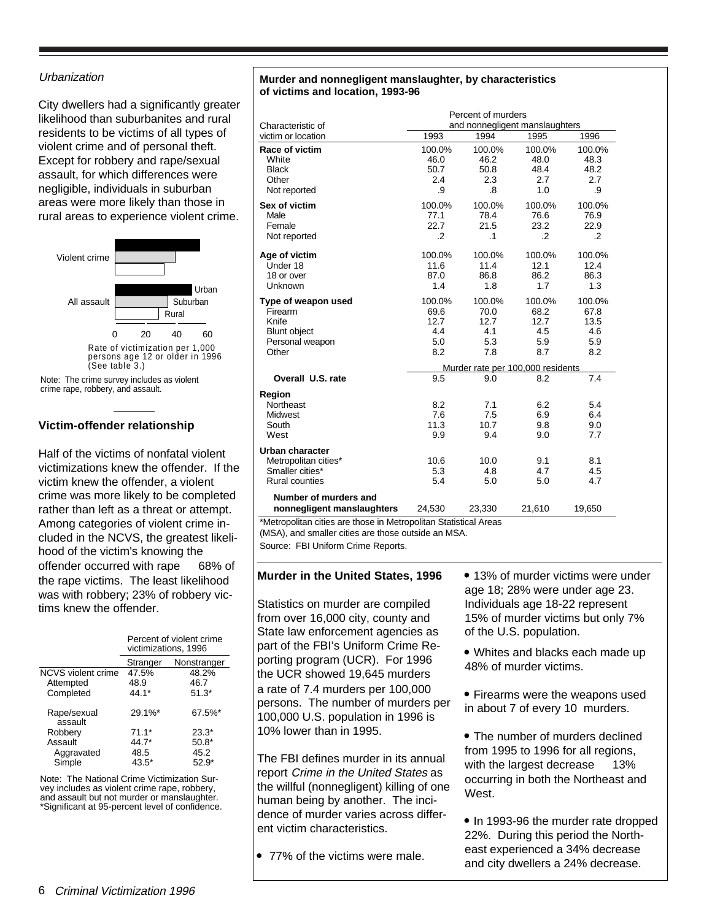*Urbanization*

City dwellers had a significantly greater likelihood than suburbanites and rural residents to be victims of all types of violent crime and of personal theft. Except for robbery and rape/sexual assault, for which differences were negligible, individuals in suburban areas were more likely than those in rural areas to experience violent crime.

Violent crime

All assault

Urban

Suburban

Rural

0 20 40 60

Rate of victimization per 1,000 persons age 12 or older in 1996 (See table 3.)

Note: The crime survey includes as violent crime rape, robbery, and assault.

### Victim-offender relationship

Half of the victims of nonfatal violent victimizations knew the offender. If the victim knew the offender, a violent crime was more likely to be completed rather than left as a threat or attempt. Among categories of violent crime included in the NCVS, the greatest likelihood of the victim's knowing the offender occurred with rape 68% of the rape victims. The least likelihood was with robbery; 23% of robbery victims knew the offender.

| | Percent of violent crime victimizations, 1996 | |
|---|---|---|
| | Stranger | Nonstranger |
| NCVS violent crime | 47.5% | 48.2% |
| Attempted | 48.9 | 46.7 |
| Completed | 44.1* | 51.3* |
| Rape/sexual assault | 29.1%* | 67.5%* |
| Robbery | 71.1* | 23.3* |
| Assault | 44.7* | 50.8* |
| Aggravated | 48.5 | 45.2 |
| Simple | 43.5* | 52.9* |

Note: The National Crime Victimization Survey includes as violent crime rape, robbery, and assault but not murder or manslaughter.
*Significant at 95-percent level of confidence.

**Murder and nonnegligent manslaughter, by characteristics of victims and location, 1993-96**

| Characteristic of victim or location | Percent of murders and nonnegligent manslaughters | | | |
|---|---|---|---|---|
| | 1993 | 1994 | 1995 | 1996 |
| **Race of victim** | 100.0% | 100.0% | 100.0% | 100.0% |
| White | 46.0 | 46.2 | 48.0 | 48.3 |
| Black | 50.7 | 50.8 | 48.4 | 48.2 |
| Other | 2.4 | 2.3 | 2.7 | 2.7 |
| Not reported | .9 | .8 | 1.0 | .9 |
| **Sex of victim** | 100.0% | 100.0% | 100.0% | 100.0% |
| Male | 77.1 | 78.4 | 76.6 | 76.9 |
| Female | 22.7 | 21.5 | 23.2 | 22.9 |
| Not reported | .2 | .1 | .2 | .2 |
| **Age of victim** | 100.0% | 100.0% | 100.0% | 100.0% |
| Under 18 | 11.6 | 11.4 | 12.1 | 12.4 |
| 18 or over | 87.0 | 86.8 | 86.2 | 86.3 |
| Unknown | 1.4 | 1.8 | 1.7 | 1.3 |
| **Type of weapon used** | 100.0% | 100.0% | 100.0% | 100.0% |
| Firearm | 69.6 | 70.0 | 68.2 | 67.8 |
| Knife | 12.7 | 12.7 | 12.7 | 13.5 |
| Blunt object | 4.4 | 4.1 | 4.5 | 4.6 |
| Personal weapon | 5.0 | 5.3 | 5.9 | 5.9 |
| Other | 8.2 | 7.8 | 8.7 | 8.2 |
| | Murder rate per 100,000 residents | | | |
| **Overall U.S. rate** | 9.5 | 9.0 | 8.2 | 7.4 |
| **Region** | | | | |
| Northeast | 8.2 | 7.1 | 6.2 | 5.4 |
| Midwest | 7.6 | 7.5 | 6.9 | 6.4 |
| South | 11.3 | 10.7 | 9.8 | 9.0 |
| West | 9.9 | 9.4 | 9.0 | 7.7 |
| **Urban character** | | | | |
| Metropolitan cities* | 10.6 | 10.0 | 9.1 | 8.1 |
| Smaller cities* | 5.3 | 4.8 | 4.7 | 4.5 |
| Rural counties | 5.4 | 5.0 | 5.0 | 4.7 |
| **Number of murders and nonnegligent manslaughters** | 24,530 | 23,330 | 21,610 | 19,650 |

*Metropolitan cities are those in Metropolitan Statistical Areas (MSA), and smaller cities are those outside an MSA.
Source: FBI Uniform Crime Reports.

### Murder in the United States, 1996

Statistics on murder are compiled from over 16,000 city, county and State law enforcement agencies as part of the FBI's Uniform Crime Reporting program (UCR). For 1996 the UCR showed 19,645 murders a rate of 7.4 murders per 100,000 persons. The number of murders per 100,000 U.S. population in 1996 is 10% lower than in 1995.

The FBI defines murder in its annual report *Crime in the United States* as the willful (nonnegligent) killing of one human being by another. The incidence of murder varies across different victim characteristics.

- 77% of the victims were male.
- 13% of murder victims were under age 18; 28% were under age 23. Individuals age 18-22 represent 15% of murder victims but only 7% of the U.S. population.
- Whites and blacks each made up 48% of murder victims.
- Firearms were the weapons used in about 7 of every 10 murders.
- The number of murders declined from 1995 to 1996 for all regions, with the largest decrease 13% occurring in both the Northeast and West.
- In 1993-96 the murder rate dropped 22%. During this period the Northeast experienced a 34% decrease and city dwellers a 24% decrease.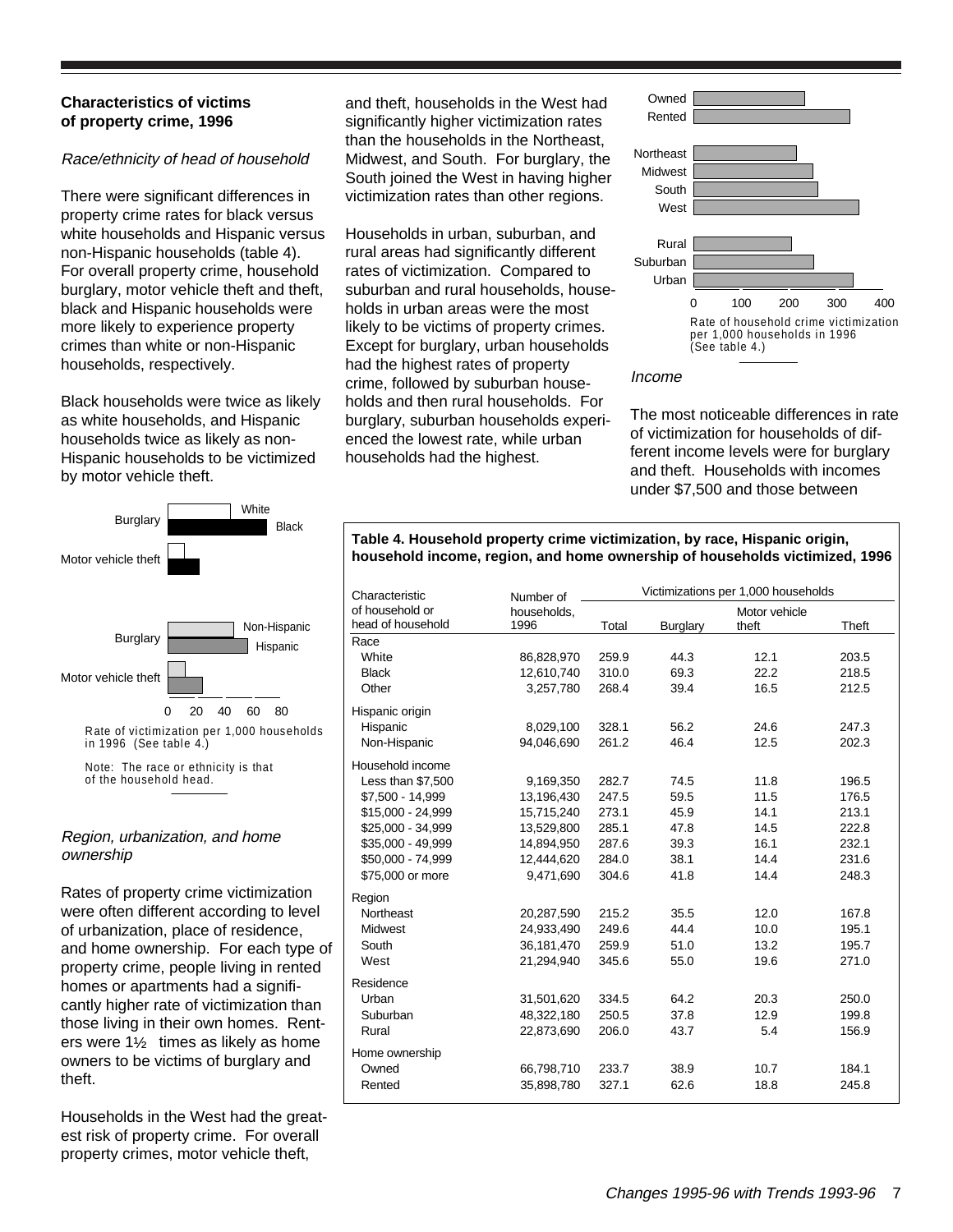### Characteristics of victims of property crime, 1996

*Race/ethnicity of head of household*

There were significant differences in property crime rates for black versus white households and Hispanic versus non-Hispanic households (table 4). For overall property crime, household burglary, motor vehicle theft and theft, black and Hispanic households were more likely to experience property crimes than white or non-Hispanic households, respectively.

Black households were twice as likely as white households, and Hispanic households twice as likely as non-Hispanic households to be victimized by motor vehicle theft.

Rate of victimization per 1,000 households in 1996 (See table 4.)

Note: The race or ethnicity is that of the household head.

*Region, urbanization, and home ownership*

Rates of property crime victimization were often different according to level of urbanization, place of residence, and home ownership. For each type of property crime, people living in rented homes or apartments had a significantly higher rate of victimization than those living in their own homes. Renters were 1½ times as likely as home owners to be victims of burglary and theft.

Households in the West had the greatest risk of property crime. For overall property crimes, motor vehicle theft, and theft, households in the West had significantly higher victimization rates than the households in the Northeast, Midwest, and South. For burglary, the South joined the West in having higher victimization rates than other regions.

Households in urban, suburban, and rural areas had significantly different rates of victimization. Compared to suburban and rural households, households in urban areas were the most likely to be victims of property crimes. Except for burglary, urban households had the highest rates of property crime, followed by suburban households and then rural households. For burglary, suburban households experienced the lowest rate, while urban households had the highest.

Rate of household crime victimization per 1,000 households in 1996 (See table 4.)

*Income*

The most noticeable differences in rate of victimization for households of different income levels were for burglary and theft. Households with incomes under $7,500 and those between

**Table 4. Household property crime victimization, by race, Hispanic origin, household income, region, and home ownership of households victimized, 1996**

| Characteristic of household or head of household | Number of households, 1996 | Victimizations per 1,000 households | | | |
|---|---|---|---|---|---|
| | | Total | Burglary | Motor vehicle theft | Theft |
| **Race** | | | | | |
| White | 86,828,970 | 259.9 | 44.3 | 12.1 | 203.5 |
| Black | 12,610,740 | 310.0 | 69.3 | 22.2 | 218.5 |
| Other | 3,257,780 | 268.4 | 39.4 | 16.5 | 212.5 |
| **Hispanic origin** | | | | | |
| Hispanic | 8,029,100 | 328.1 | 56.2 | 24.6 | 247.3 |
| Non-Hispanic | 94,046,690 | 261.2 | 46.4 | 12.5 | 202.3 |
| **Household income** | | | | | |
| Less than $7,500 | 9,169,350 | 282.7 | 74.5 | 11.8 | 196.5 |
| $7,500 - 14,999 | 13,196,430 | 247.5 | 59.5 | 11.5 | 176.5 |
| $15,000 - 24,999 | 15,715,240 | 273.1 | 45.9 | 14.1 | 213.1 |
| $25,000 - 34,999 | 13,529,800 | 285.1 | 47.8 | 14.5 | 222.8 |
| $35,000 - 49,999 | 14,894,950 | 287.6 | 39.3 | 16.1 | 232.1 |
| $50,000 - 74,999 | 12,444,620 | 284.0 | 38.1 | 14.4 | 231.6 |
| $75,000 or more | 9,471,690 | 304.6 | 41.8 | 14.4 | 248.3 |
| **Region** | | | | | |
| Northeast | 20,287,590 | 215.2 | 35.5 | 12.0 | 167.8 |
| Midwest | 24,933,490 | 249.6 | 44.4 | 10.0 | 195.1 |
| South | 36,181,470 | 259.9 | 51.0 | 13.2 | 195.7 |
| West | 21,294,940 | 345.6 | 55.0 | 19.6 | 271.0 |
| **Residence** | | | | | |
| Urban | 31,501,620 | 334.5 | 64.2 | 20.3 | 250.0 |
| Suburban | 48,322,180 | 250.5 | 37.8 | 12.9 | 199.8 |
| Rural | 22,873,690 | 206.0 | 43.7 | 5.4 | 156.9 |
| **Home ownership** | | | | | |
| Owned | 66,798,710 | 233.7 | 38.9 | 10.7 | 184.1 |
| Rented | 35,898,780 | 327.1 | 62.6 | 18.8 | 245.8 |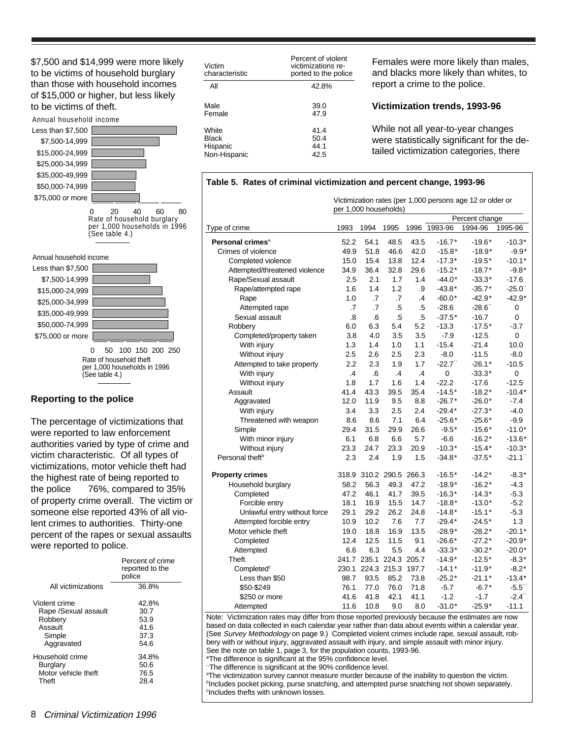$7,500 and $14,999 were more likely to be victims of household burglary than those with household incomes of $15,000 or higher, but less likely to be victims of theft.

Annual household income

Less than $7,500
$7,500-14,999
$15,000-24,999
$25,000-34,999
$35,000-49,999
$50,000-74,999
$75,000 or more

0 20 40 60 80

Rate of household burglary per 1,000 households in 1996 (See table 4.)

Annual household income

Less than $7,500
$7,500-14,999
$15,000-24,999
$25,000-34,999
$35,000-49,999
$50,000-74,999
$75,000 or more

0 50 100 150 200 250

Rate of household theft per 1,000 households in 1996 (See table 4.)

### Reporting to the police

The percentage of victimizations that were reported to law enforcement authorities varied by type of crime and victim characteristic. Of all types of victimizations, motor vehicle theft had the highest rate of being reported to the police — 76%, compared to 35% of property crime overall. The victim or someone else reported 43% of all violent crimes to authorities. Thirty-one percent of the rapes or sexual assaults were reported to police.

| | Percent of crime reported to the police |
|---|---|
| All victimizations | 36.8% |
| Violent crime | 42.8% |
| Rape /Sexual assault | 30.7 |
| Robbery | 53.9 |
| Assault | 41.6 |
| Simple | 37.3 |
| Aggravated | 54.6 |
| Household crime | 34.8% |
| Burglary | 50.6 |
| Motor vehicle theft | 76.5 |
| Theft | 28.4 |

| Victim characteristic | Percent of violent victimizations reported to the police |
|---|---|
| All | 42.8% |
| Male | 39.0 |
| Female | 47.9 |
| White | 41.4 |
| Black | 50.4 |
| Hispanic | 44.1 |
| Non-Hispanic | 42.5 |

Females were more likely than males, and blacks more likely than whites, to report a crime to the police.

### Victimization trends, 1993-96

While not all year-to-year changes were statistically significant for the detailed victimization categories, there

**Table 5. Rates of criminal victimization and percent change, 1993-96**

| | Victimization rates (per 1,000 persons age 12 or older or per 1,000 households) | | | | | | |
|---|---|---|---|---|---|---|---|
| | | | | | Percent change | | |
| Type of crime | 1993 | 1994 | 1995 | 1996 | 1993-96 | 1994-96 | 1995-96 |
| **Personal crimes**[a] | 52.2 | 54.1 | 48.5 | 43.5 | -16.7* | -19.6* | -10.3* |
| Crimes of violence | 49.9 | 51.8 | 46.6 | 42.0 | -15.8* | -18.9* | -9.9* |
| Completed violence | 15.0 | 15.4 | 13.8 | 12.4 | -17.3* | -19.5* | -10.1* |
| Attempted/threatened violence | 34.9 | 36.4 | 32.8 | 29.6 | -15.2* | -18.7* | -9.8* |
| Rape/Sexual assault | 2.5 | 2.1 | 1.7 | 1.4 | -44.0* | -33.3* | -17.6 |
| Rape/attempted rape | 1.6 | 1.4 | 1.2 | .9 | -43.8* | -35.7* | -25.0** |
| Rape | 1.0 | .7 | .7 | .4 | -60.0* | -42.9* | -42.9* |
| Attempted rape | .7 | .7 | .5 | .5 | -28.6 | -28.6** | 0 |
| Sexual assault | .8 | .6 | .5 | .5 | -37.5* | -16.7 | 0 |
| Robbery | 6.0 | 6.3 | 5.4 | 5.2 | -13.3 | -17.5* | -3.7 |
| Completed/property taken | 3.8 | 4.0 | 3.5 | 3.5 | -7.9 | -12.5 | 0 |
| With injury | 1.3 | 1.4 | 1.0 | 1.1 | -15.4 | -21.4 | 10.0 |
| Without injury | 2.5 | 2.6 | 2.5 | 2.3 | -8.0 | -11.5 | -8.0 |
| Attempted to take property | 2.2 | 2.3 | 1.9 | 1.7 | -22.7** | -26.1* | -10.5 |
| With injury | .4 | .6 | .4 | .4 | 0 | -33.3* | 0 |
| Without injury | 1.8 | 1.7 | 1.6 | 1.4 | -22.2 | -17.6 | -12.5 |
| Assault | 41.4 | 43.3 | 39.5 | 35.4 | -14.5* | -18.2* | -10.4* |
| Aggravated | 12.0 | 11.9 | 9.5 | 8.8 | -26.7* | -26.0* | -7.4 |
| With injury | 3.4 | 3.3 | 2.5 | 2.4 | -29.4* | -27.3* | -4.0 |
| Threatened with weapon | 8.6 | 8.6 | 7.1 | 6.4 | -25.6* | -25.6* | -9.9 |
| Simple | 29.4 | 31.5 | 29.9 | 26.6 | -9.5* | -15.6* | -11.0* |
| With minor injury | 6.1 | 6.8 | 6.6 | 5.7 | -6.6 | -16.2* | -13.6* |
| Without injury | 23.3 | 24.7 | 23.3 | 20.9 | -10.3* | -15.4* | -10.3* |
| Personal theft[b] | 2.3 | 2.4 | 1.9 | 1.5 | -34.8* | -37.5* | -21.1** |
| **Property crimes** | 318.9 | 310.2 | 290.5 | 266.3 | -16.5* | -14.2* | -8.3* |
| Household burglary | 58.2 | 56.3 | 49.3 | 47.2 | -18.9* | -16.2* | -4.3 |
| Completed | 47.2 | 46.1 | 41.7 | 39.5 | -16.3* | -14.3* | -5.3 |
| Forcible entry | 18.1 | 16.9 | 15.5 | 14.7 | -18.8* | -13.0* | -5.2 |
| Unlawful entry without force | 29.1 | 29.2 | 26.2 | 24.8 | -14.8* | -15.1* | -5.3 |
| Attempted forcible entry | 10.9 | 10.2 | 7.6 | 7.7 | -29.4* | -24.5* | 1.3 |
| Motor vehicle theft | 19.0 | 18.8 | 16.9 | 13.5 | -28.9* | -28.2* | -20.1* |
| Completed | 12.4 | 12.5 | 11.5 | 9.1 | -26.6* | -27.2* | -20.9* |
| Attempted | 6.6 | 6.3 | 5.5 | 4.4 | -33.3* | -30.2* | -20.0* |
| Theft | 241.7 | 235.1 | 224.3 | 205.7 | -14.9* | -12.5* | -8.3* |
| Completed[c] | 230.1 | 224.3 | 215.3 | 197.7 | -14.1* | -11.9* | -8.2* |
| Less than $50 | 98.7 | 93.5 | 85.2 | 73.8 | -25.2* | -21.1* | -13.4* |
| $50-$249 | 76.1 | 77.0 | 76.0 | 71.8 | -5.7 | -6.7* | -5.5** |
| $250 or more | 41.6 | 41.8 | 42.1 | 41.1 | -1.2 | -1.7 | -2.4** |
| Attempted | 11.6 | 10.8 | 9.0 | 8.0 | -31.0* | -25.9* | -11.1 |

Note: Victimization rates may differ from those reported previously because the estimates are now based on data collected in each calendar year rather than data about events within a calendar year. (See *Survey Methodology* on page 9.) Completed violent crimes include rape, sexual assault, robbery with or without injury, aggravated assault with injury, and simple assault with minor injury. See the note on table 1, page 3, for the population counts, 1993-96.

*The difference is significant at the 95% confidence level.

**The difference is significant at the 90% confidence level.

[a]The victimization survey cannot measure murder because of the inability to question the victim.

[b]Includes pocket picking, purse snatching, and attempted purse snatching not shown separately.

[c]Includes thefts with unknown losses.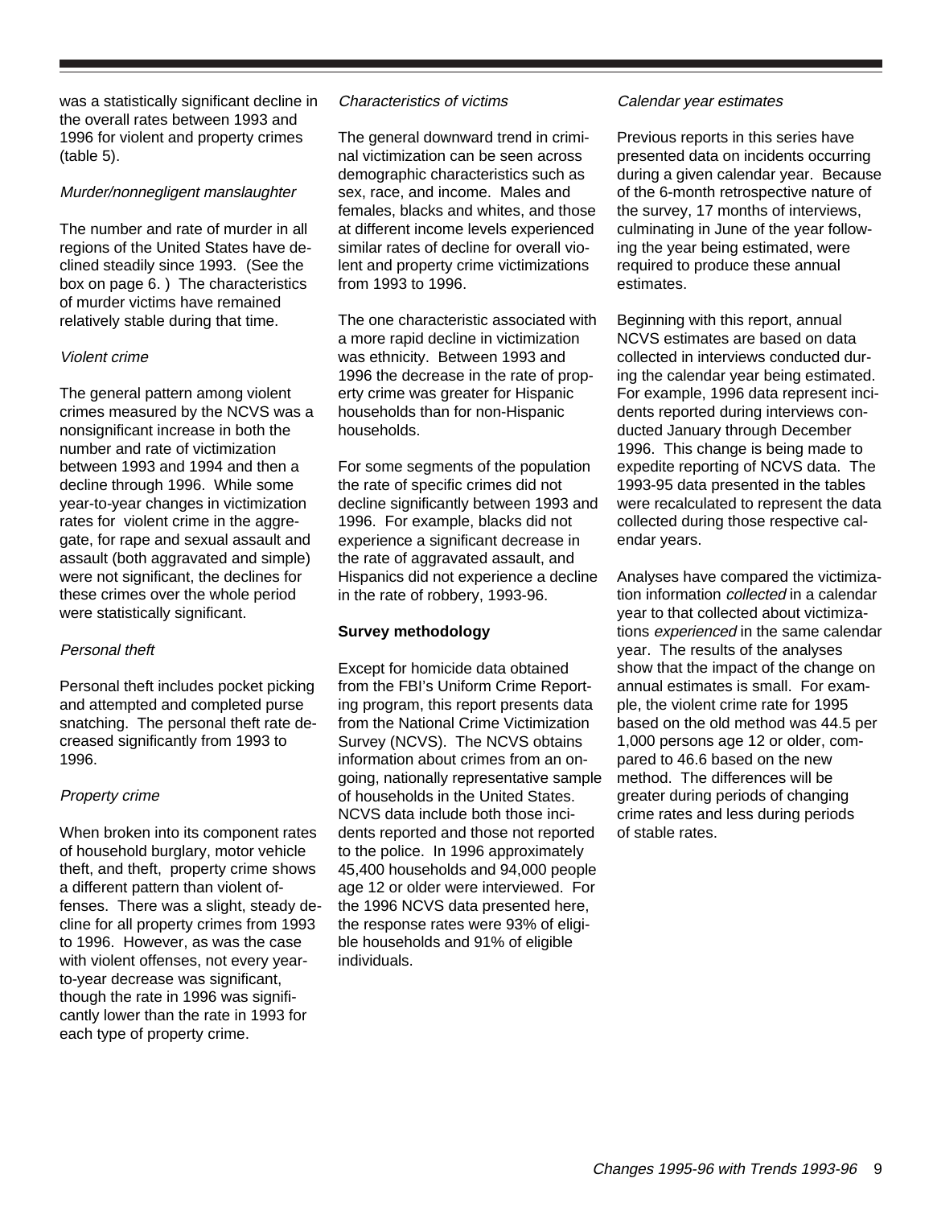was a statistically significant decline in the overall rates between 1993 and 1996 for violent and property crimes (table 5).

*Murder/nonnegligent manslaughter*

The number and rate of murder in all regions of the United States have declined steadily since 1993. (See the box on page 6. ) The characteristics of murder victims have remained relatively stable during that time.

*Violent crime*

The general pattern among violent crimes measured by the NCVS was a nonsignificant increase in both the number and rate of victimization between 1993 and 1994 and then a decline through 1996. While some year-to-year changes in victimization rates for violent crime in the aggregate, for rape and sexual assault and assault (both aggravated and simple) were not significant, the declines for these crimes over the whole period were statistically significant.

*Personal theft*

Personal theft includes pocket picking and attempted and completed purse snatching. The personal theft rate decreased significantly from 1993 to 1996.

*Property crime*

When broken into its component rates of household burglary, motor vehicle theft, and theft, property crime shows a different pattern than violent offenses. There was a slight, steady decline for all property crimes from 1993 to 1996. However, as was the case with violent offenses, not every year-to-year decrease was significant, though the rate in 1996 was significantly lower than the rate in 1993 for each type of property crime.

*Characteristics of victims*

The general downward trend in criminal victimization can be seen across demographic characteristics such as sex, race, and income. Males and females, blacks and whites, and those at different income levels experienced similar rates of decline for overall violent and property crime victimizations from 1993 to 1996.

The one characteristic associated with a more rapid decline in victimization was ethnicity. Between 1993 and 1996 the decrease in the rate of property crime was greater for Hispanic households than for non-Hispanic households.

For some segments of the population the rate of specific crimes did not decline significantly between 1993 and 1996. For example, blacks did not experience a significant decrease in the rate of aggravated assault, and Hispanics did not experience a decline in the rate of robbery, 1993-96.

**Survey methodology**

Except for homicide data obtained from the FBI's Uniform Crime Reporting program, this report presents data from the National Crime Victimization Survey (NCVS). The NCVS obtains information about crimes from an ongoing, nationally representative sample of households in the United States. NCVS data include both those incidents reported and those not reported to the police. In 1996 approximately 45,400 households and 94,000 people age 12 or older were interviewed. For the 1996 NCVS data presented here, the response rates were 93% of eligible households and 91% of eligible individuals.

*Calendar year estimates*

Previous reports in this series have presented data on incidents occurring during a given calendar year. Because of the 6-month retrospective nature of the survey, 17 months of interviews, culminating in June of the year following the year being estimated, were required to produce these annual estimates.

Beginning with this report, annual NCVS estimates are based on data collected in interviews conducted during the calendar year being estimated. For example, 1996 data represent incidents reported during interviews conducted January through December 1996. This change is being made to expedite reporting of NCVS data. The 1993-95 data presented in the tables were recalculated to represent the data collected during those respective calendar years.

Analyses have compared the victimization information *collected* in a calendar year to that collected about victimizations *experienced* in the same calendar year. The results of the analyses show that the impact of the change on annual estimates is small. For example, the violent crime rate for 1995 based on the old method was 44.5 per 1,000 persons age 12 or older, compared to 46.6 based on the new method. The differences will be greater during periods of changing crime rates and less during periods of stable rates.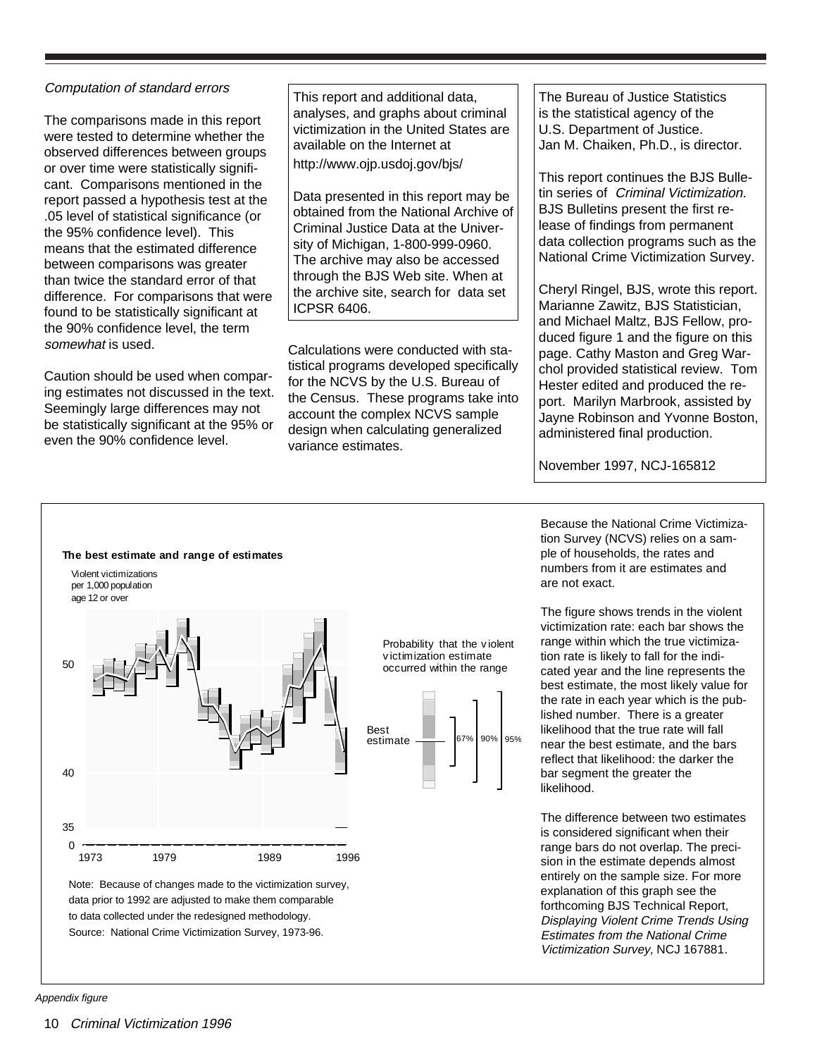*Computation of standard errors*

The comparisons made in this report were tested to determine whether the observed differences between groups or over time were statistically significant. Comparisons mentioned in the report passed a hypothesis test at the .05 level of statistical significance (or the 95% confidence level). This means that the estimated difference between comparisons was greater than twice the standard error of that difference. For comparisons that were found to be statistically significant at the 90% confidence level, the term *somewhat* is used.

Caution should be used when comparing estimates not discussed in the text. Seemingly large differences may not be statistically significant at the 95% or even the 90% confidence level.

This report and additional data, analyses, and graphs about criminal victimization in the United States are available on the Internet at
http://www.ojp.usdoj.gov/bjs/

Data presented in this report may be obtained from the National Archive of Criminal Justice Data at the University of Michigan, 1-800-999-0960. The archive may also be accessed through the BJS Web site. When at the archive site, search for data set ICPSR 6406.

Calculations were conducted with statistical programs developed specifically for the NCVS by the U.S. Bureau of the Census. These programs take into account the complex NCVS sample design when calculating generalized variance estimates.

The Bureau of Justice Statistics is the statistical agency of the U.S. Department of Justice.
Jan M. Chaiken, Ph.D., is director.

This report continues the BJS Bulletin series of *Criminal Victimization.* BJS Bulletins present the first release of findings from permanent data collection programs such as the National Crime Victimization Survey.

Cheryl Ringel, BJS, wrote this report. Marianne Zawitz, BJS Statistician, and Michael Maltz, BJS Fellow, produced figure 1 and the figure on this page. Cathy Maston and Greg Warchol provided statistical review. Tom Hester edited and produced the report. Marilyn Marbrook, assisted by Jayne Robinson and Yvonne Boston, administered final production.

November 1997, NCJ-165812

**The best estimate and range of estimates**

Violent victimizations
per 1,000 population
age 12 or over

50
40
35
0
1973
1979
1989
1996

Probability that the violent victimization estimate occurred within the range

Best estimate
67%
90%
95%

Note: Because of changes made to the victimization survey, data prior to 1992 are adjusted to make them comparable to data collected under the redesigned methodology.
Source: National Crime Victimization Survey, 1973-96.

Because the National Crime Victimization Survey (NCVS) relies on a sample of households, the rates and numbers from it are estimates and are not exact.

The figure shows trends in the violent victimization rate: each bar shows the range within which the true victimization rate is likely to fall for the indicated year and the line represents the best estimate, the most likely value for the rate in each year which is the published number. There is a greater likelihood that the true rate will fall near the best estimate, and the bars reflect that likelihood: the darker the bar segment the greater the likelihood.

The difference between two estimates is considered significant when their range bars do not overlap. The precision in the estimate depends almost entirely on the sample size. For more explanation of this graph see the forthcoming BJS Technical Report, *Displaying Violent Crime Trends Using Estimates from the National Crime Victimization Survey,* NCJ 167881.

*Appendix figure*